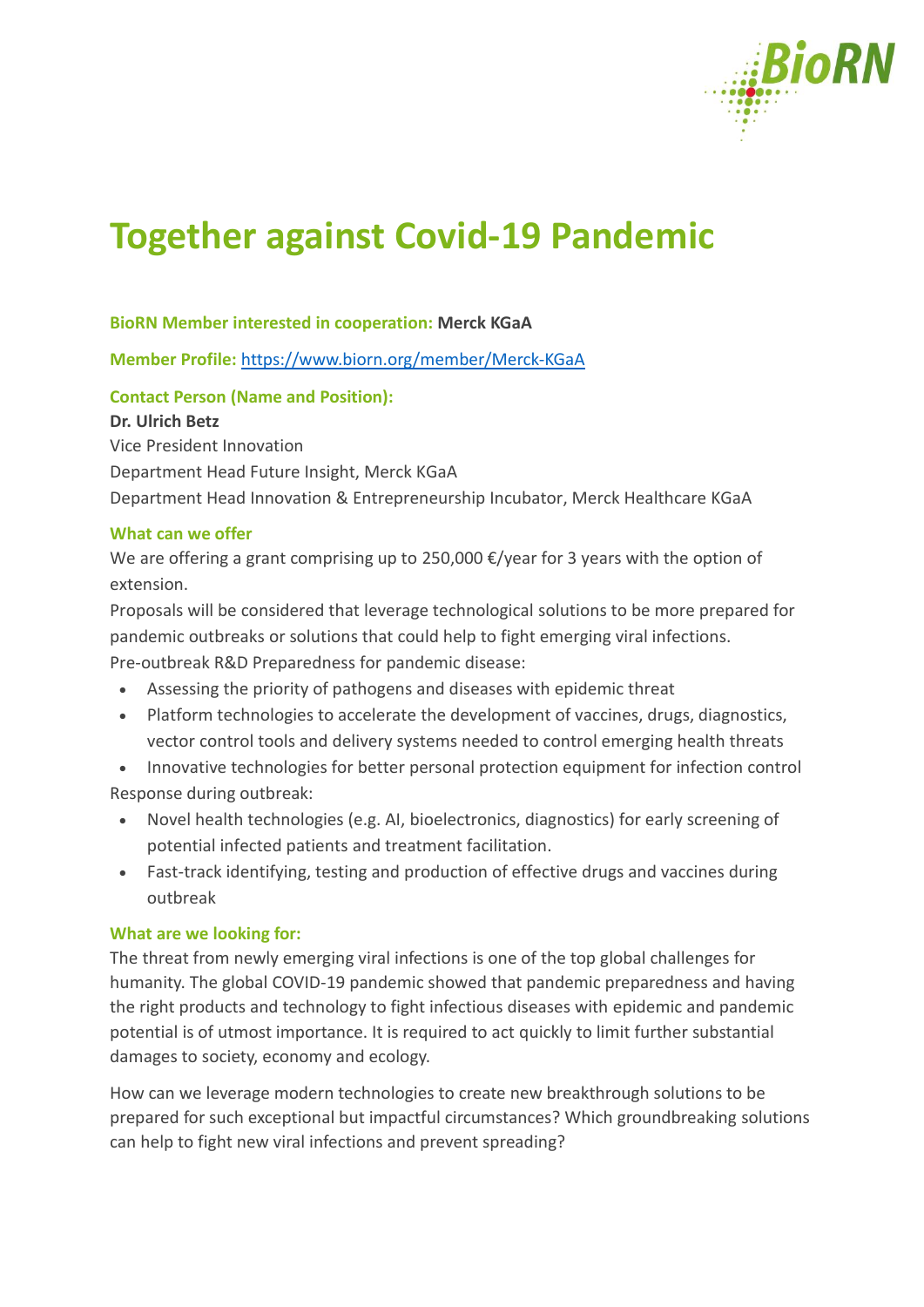# Together against Covid-19 Pandemic

**BioRN Member interested in cooperation:** **Merck KGaA**

**Member Profile:** https://www.biorn.org/member/Merck-KGaA

**Contact Person (Name and Position):**

**Dr. Ulrich Betz**
Vice President Innovation
Department Head Future Insight, Merck KGaA
Department Head Innovation & Entrepreneurship Incubator, Merck Healthcare KGaA

### What can we offer

We are offering a grant comprising up to 250,000 €/year for 3 years with the option of extension.
Proposals will be considered that leverage technological solutions to be more prepared for pandemic outbreaks or solutions that could help to fight emerging viral infections.
Pre-outbreak R&D Preparedness for pandemic disease:

- Assessing the priority of pathogens and diseases with epidemic threat
- Platform technologies to accelerate the development of vaccines, drugs, diagnostics, vector control tools and delivery systems needed to control emerging health threats
- Innovative technologies for better personal protection equipment for infection control

Response during outbreak:

- Novel health technologies (e.g. AI, bioelectronics, diagnostics) for early screening of potential infected patients and treatment facilitation.
- Fast-track identifying, testing and production of effective drugs and vaccines during outbreak

### What are we looking for:

The threat from newly emerging viral infections is one of the top global challenges for humanity. The global COVID-19 pandemic showed that pandemic preparedness and having the right products and technology to fight infectious diseases with epidemic and pandemic potential is of utmost importance. It is required to act quickly to limit further substantial damages to society, economy and ecology.

How can we leverage modern technologies to create new breakthrough solutions to be prepared for such exceptional but impactful circumstances? Which groundbreaking solutions can help to fight new viral infections and prevent spreading?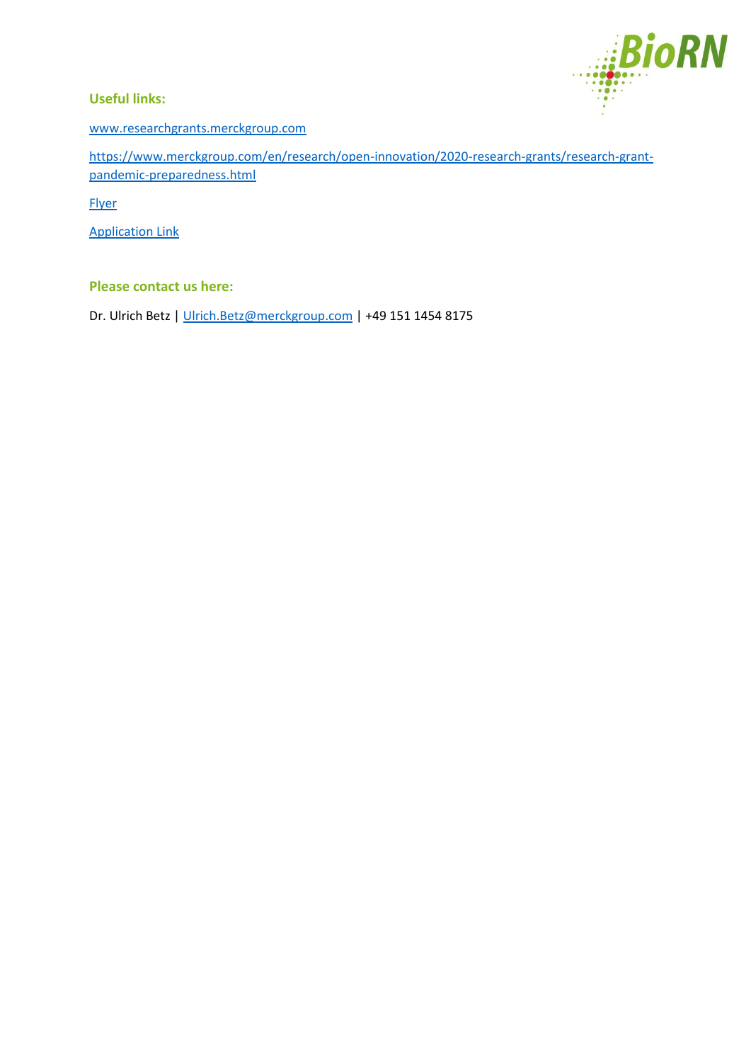**Useful links:**

www.researchgrants.merckgroup.com

https://www.merckgroup.com/en/research/open-innovation/2020-research-grants/research-grant-pandemic-preparedness.html

Flyer

Application Link

**Please contact us here:**

Dr. Ulrich Betz | Ulrich.Betz@merckgroup.com | +49 151 1454 8175